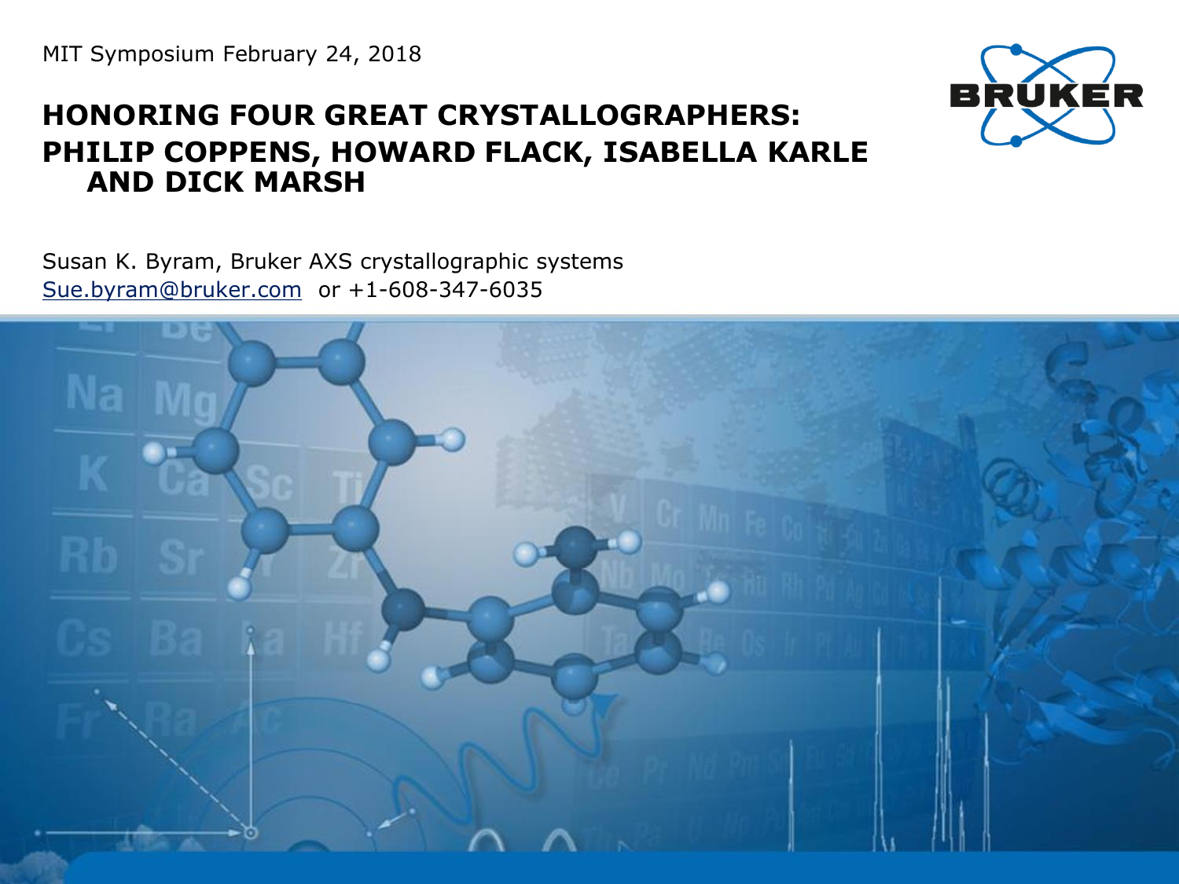MIT Symposium February 24, 2018

# HONORING FOUR GREAT CRYSTALLOGRAPHERS: PHILIP COPPENS, HOWARD FLACK, ISABELLA KARLE AND DICK MARSH

Susan K. Byram, Bruker AXS crystallographic systems

Sue.byram@bruker.com or +1-608-347-6035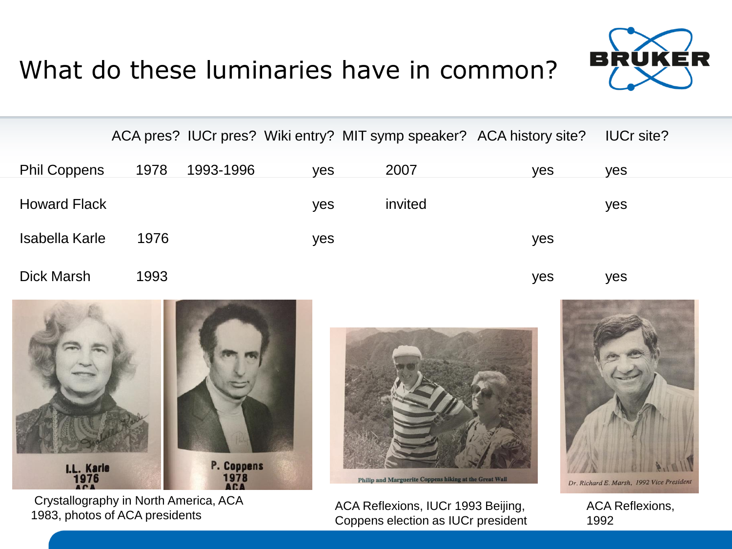# What do these luminaries have in common?

| | ACA pres? | IUCr pres? | Wiki entry? | MIT symp speaker? | ACA history site? | IUCr site? |
|---|---|---|---|---|---|---|
| Phil Coppens | 1978 | 1993-1996 | yes | 2007 | yes | yes |
| Howard Flack | | | yes | invited | | yes |
| Isabella Karle | 1976 | | yes | | yes | |
| Dick Marsh | 1993 | | | | yes | yes |

Crystallography in North America, ACA 1983, photos of ACA presidents

ACA Reflexions, IUCr 1993 Beijing, Coppens election as IUCr president

ACA Reflexions, 1992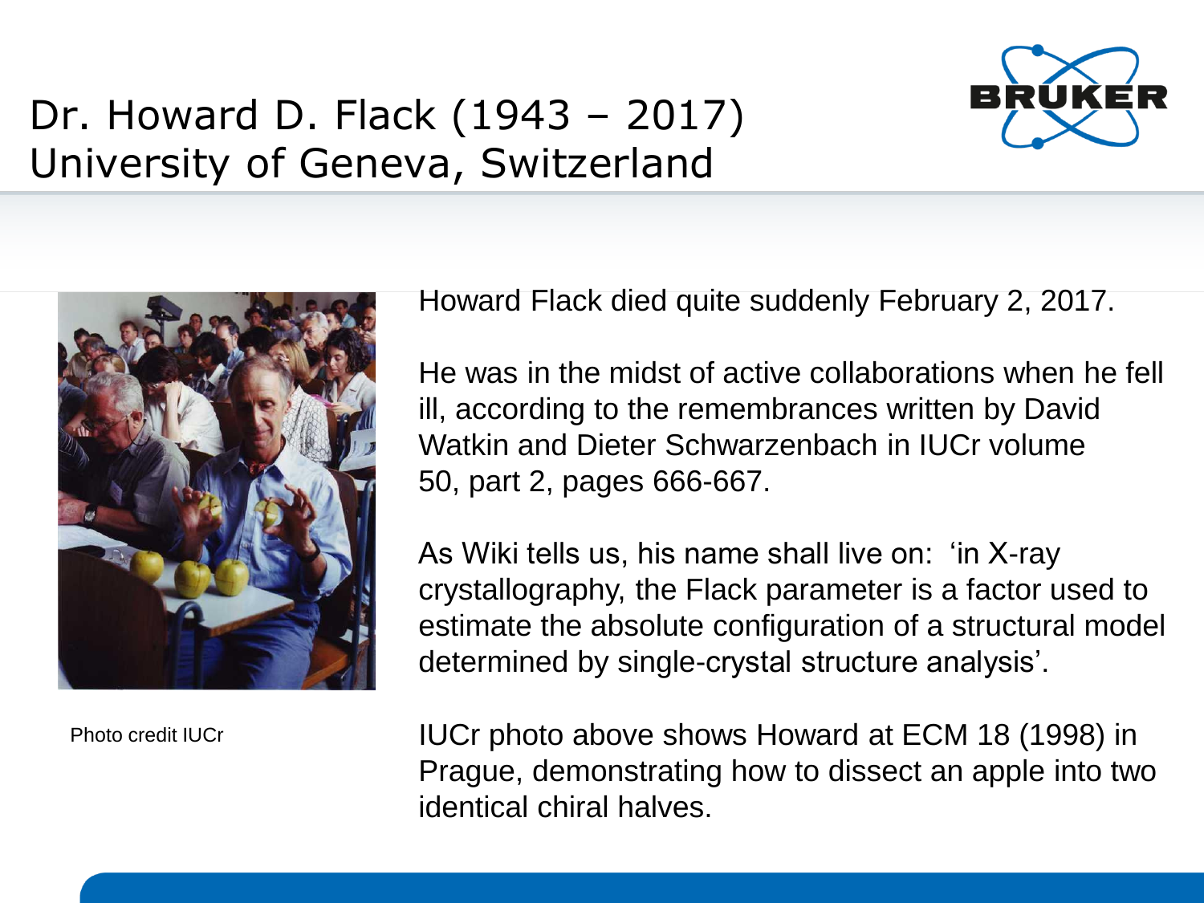# Dr. Howard D. Flack (1943 – 2017)
# University of Geneva, Switzerland

Photo credit IUCr

Howard Flack died quite suddenly February 2, 2017.

He was in the midst of active collaborations when he fell ill, according to the remembrances written by David Watkin and Dieter Schwarzenbach in IUCr volume 50, part 2, pages 666-667.

As Wiki tells us, his name shall live on: ‘in X-ray crystallography, the Flack parameter is a factor used to estimate the absolute configuration of a structural model determined by single-crystal structure analysis’.

IUCr photo above shows Howard at ECM 18 (1998) in Prague, demonstrating how to dissect an apple into two identical chiral halves.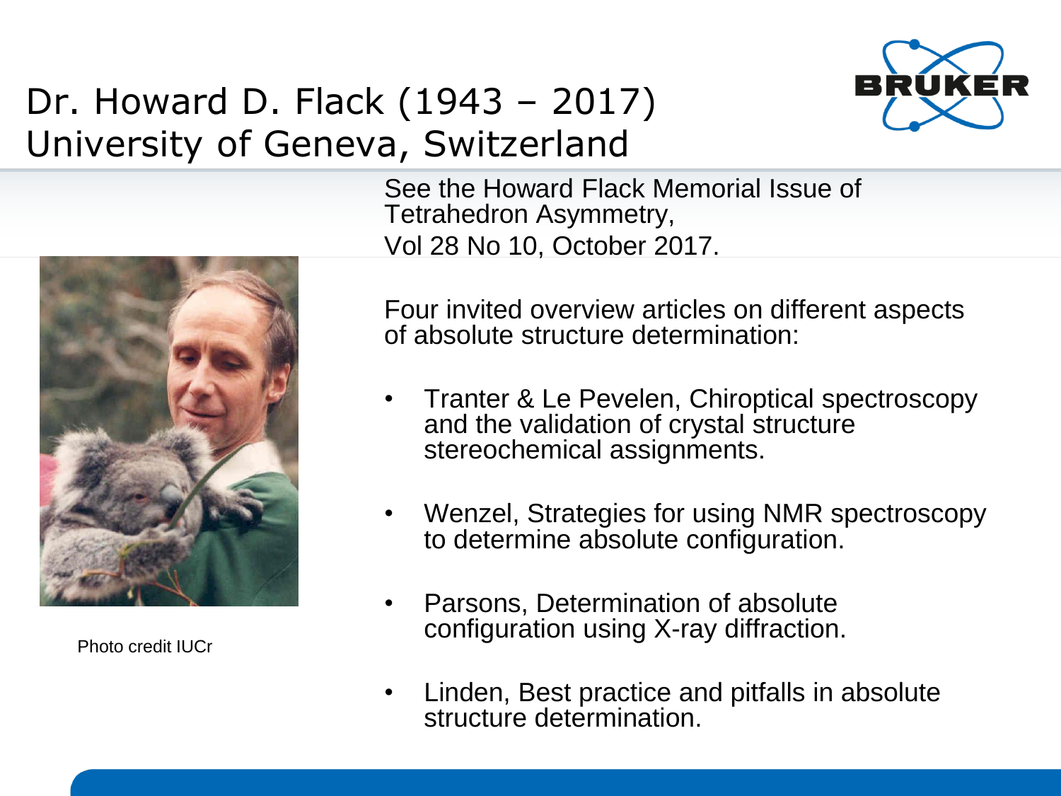# Dr. Howard D. Flack (1943 – 2017)
## University of Geneva, Switzerland

See the Howard Flack Memorial Issue of Tetrahedron Asymmetry, Vol 28 No 10, October 2017.

Four invited overview articles on different aspects of absolute structure determination:

- Tranter & Le Pevelen, Chiroptical spectroscopy and the validation of crystal structure stereochemical assignments.
- Wenzel, Strategies for using NMR spectroscopy to determine absolute configuration.
- Parsons, Determination of absolute configuration using X-ray diffraction.
- Linden, Best practice and pitfalls in absolute structure determination.

Photo credit IUCr